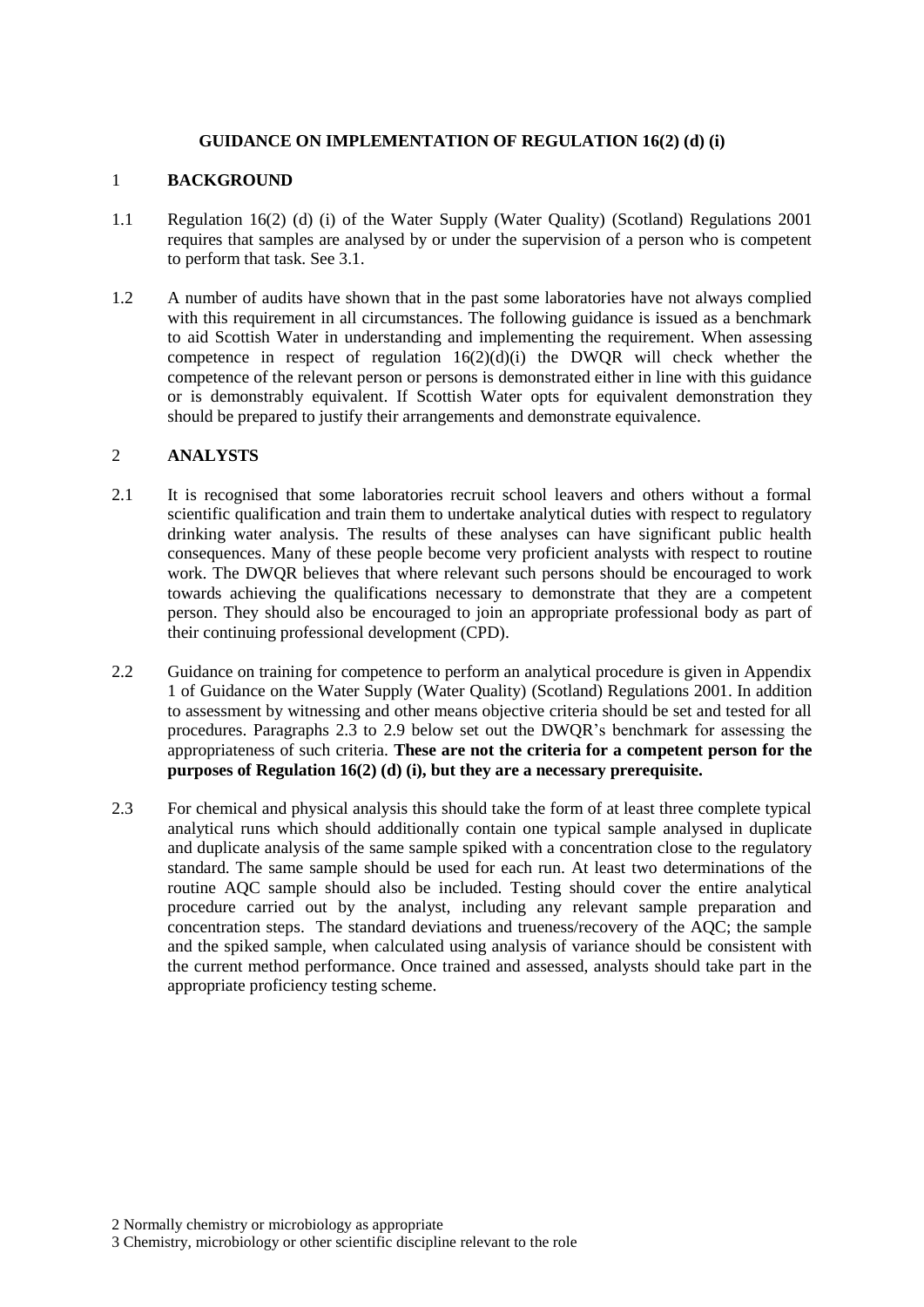# GUIDANCE ON IMPLEMENTATION OF REGULATION 16(2) (d) (i)

## 1 BACKGROUND

1.1 Regulation 16(2) (d) (i) of the Water Supply (Water Quality) (Scotland) Regulations 2001 requires that samples are analysed by or under the supervision of a person who is competent to perform that task. See 3.1.

1.2 A number of audits have shown that in the past some laboratories have not always complied with this requirement in all circumstances. The following guidance is issued as a benchmark to aid Scottish Water in understanding and implementing the requirement. When assessing competence in respect of regulation 16(2)(d)(i) the DWQR will check whether the competence of the relevant person or persons is demonstrated either in line with this guidance or is demonstrably equivalent. If Scottish Water opts for equivalent demonstration they should be prepared to justify their arrangements and demonstrate equivalence.

## 2 ANALYSTS

2.1 It is recognised that some laboratories recruit school leavers and others without a formal scientific qualification and train them to undertake analytical duties with respect to regulatory drinking water analysis. The results of these analyses can have significant public health consequences. Many of these people become very proficient analysts with respect to routine work. The DWQR believes that where relevant such persons should be encouraged to work towards achieving the qualifications necessary to demonstrate that they are a competent person. They should also be encouraged to join an appropriate professional body as part of their continuing professional development (CPD).

2.2 Guidance on training for competence to perform an analytical procedure is given in Appendix 1 of Guidance on the Water Supply (Water Quality) (Scotland) Regulations 2001. In addition to assessment by witnessing and other means objective criteria should be set and tested for all procedures. Paragraphs 2.3 to 2.9 below set out the DWQR's benchmark for assessing the appropriateness of such criteria. **These are not the criteria for a competent person for the purposes of Regulation 16(2) (d) (i), but they are a necessary prerequisite.**

2.3 For chemical and physical analysis this should take the form of at least three complete typical analytical runs which should additionally contain one typical sample analysed in duplicate and duplicate analysis of the same sample spiked with a concentration close to the regulatory standard. The same sample should be used for each run. At least two determinations of the routine AQC sample should also be included. Testing should cover the entire analytical procedure carried out by the analyst, including any relevant sample preparation and concentration steps. The standard deviations and trueness/recovery of the AQC; the sample and the spiked sample, when calculated using analysis of variance should be consistent with the current method performance. Once trained and assessed, analysts should take part in the appropriate proficiency testing scheme.

2 Normally chemistry or microbiology as appropriate

3 Chemistry, microbiology or other scientific discipline relevant to the role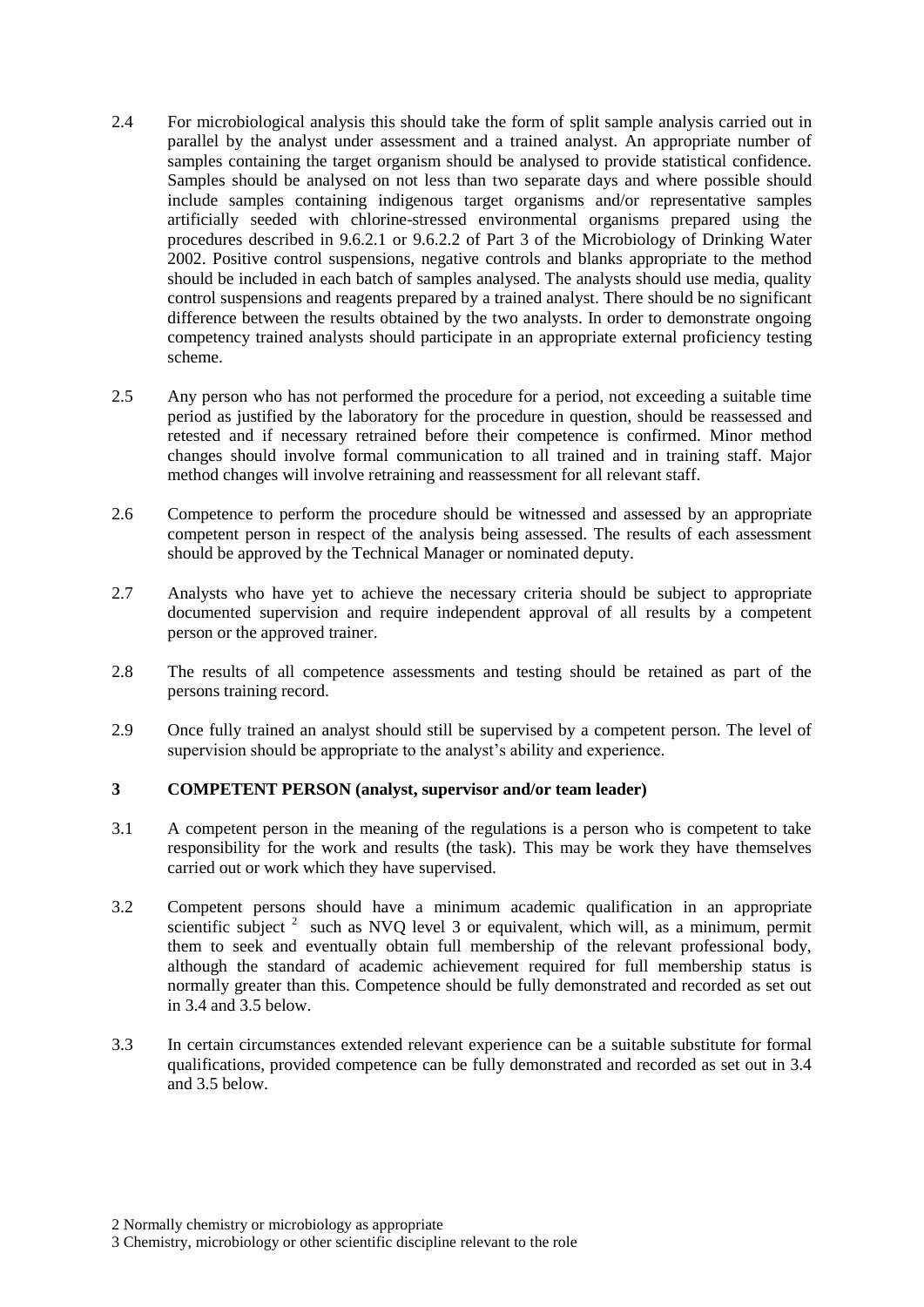2.4 For microbiological analysis this should take the form of split sample analysis carried out in parallel by the analyst under assessment and a trained analyst. An appropriate number of samples containing the target organism should be analysed to provide statistical confidence. Samples should be analysed on not less than two separate days and where possible should include samples containing indigenous target organisms and/or representative samples artificially seeded with chlorine-stressed environmental organisms prepared using the procedures described in 9.6.2.1 or 9.6.2.2 of Part 3 of the Microbiology of Drinking Water 2002. Positive control suspensions, negative controls and blanks appropriate to the method should be included in each batch of samples analysed. The analysts should use media, quality control suspensions and reagents prepared by a trained analyst. There should be no significant difference between the results obtained by the two analysts. In order to demonstrate ongoing competency trained analysts should participate in an appropriate external proficiency testing scheme.

2.5 Any person who has not performed the procedure for a period, not exceeding a suitable time period as justified by the laboratory for the procedure in question, should be reassessed and retested and if necessary retrained before their competence is confirmed. Minor method changes should involve formal communication to all trained and in training staff. Major method changes will involve retraining and reassessment for all relevant staff.

2.6 Competence to perform the procedure should be witnessed and assessed by an appropriate competent person in respect of the analysis being assessed. The results of each assessment should be approved by the Technical Manager or nominated deputy.

2.7 Analysts who have yet to achieve the necessary criteria should be subject to appropriate documented supervision and require independent approval of all results by a competent person or the approved trainer.

2.8 The results of all competence assessments and testing should be retained as part of the persons training record.

2.9 Once fully trained an analyst should still be supervised by a competent person. The level of supervision should be appropriate to the analyst's ability and experience.

## 3 COMPETENT PERSON (analyst, supervisor and/or team leader)

3.1 A competent person in the meaning of the regulations is a person who is competent to take responsibility for the work and results (the task). This may be work they have themselves carried out or work which they have supervised.

3.2 Competent persons should have a minimum academic qualification in an appropriate scientific subject [2] such as NVQ level 3 or equivalent, which will, as a minimum, permit them to seek and eventually obtain full membership of the relevant professional body, although the standard of academic achievement required for full membership status is normally greater than this. Competence should be fully demonstrated and recorded as set out in 3.4 and 3.5 below.

3.3 In certain circumstances extended relevant experience can be a suitable substitute for formal qualifications, provided competence can be fully demonstrated and recorded as set out in 3.4 and 3.5 below.

2 Normally chemistry or microbiology as appropriate

3 Chemistry, microbiology or other scientific discipline relevant to the role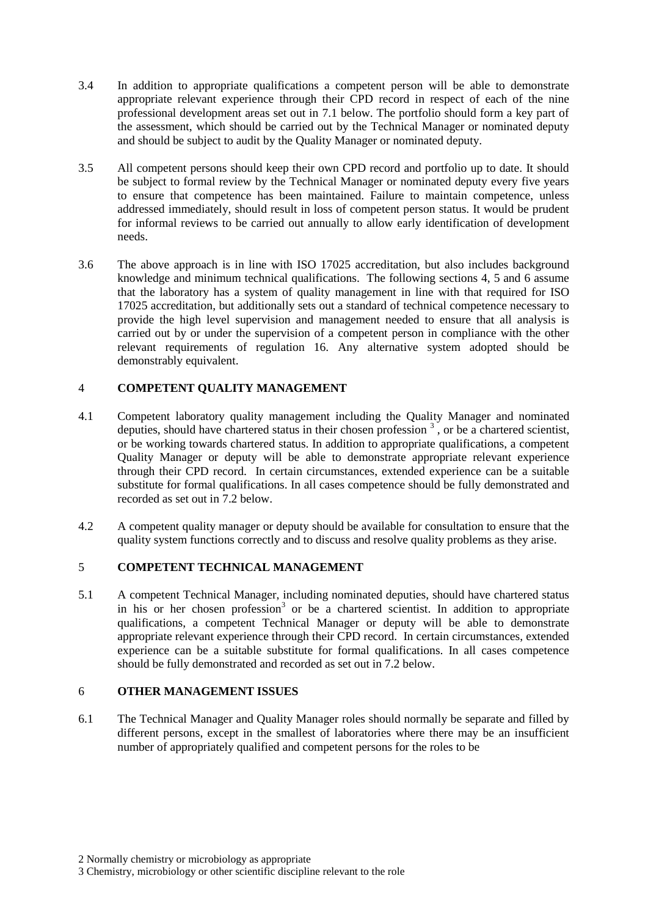3.4 In addition to appropriate qualifications a competent person will be able to demonstrate appropriate relevant experience through their CPD record in respect of each of the nine professional development areas set out in 7.1 below. The portfolio should form a key part of the assessment, which should be carried out by the Technical Manager or nominated deputy and should be subject to audit by the Quality Manager or nominated deputy.

3.5 All competent persons should keep their own CPD record and portfolio up to date. It should be subject to formal review by the Technical Manager or nominated deputy every five years to ensure that competence has been maintained. Failure to maintain competence, unless addressed immediately, should result in loss of competent person status. It would be prudent for informal reviews to be carried out annually to allow early identification of development needs.

3.6 The above approach is in line with ISO 17025 accreditation, but also includes background knowledge and minimum technical qualifications. The following sections 4, 5 and 6 assume that the laboratory has a system of quality management in line with that required for ISO 17025 accreditation, but additionally sets out a standard of technical competence necessary to provide the high level supervision and management needed to ensure that all analysis is carried out by or under the supervision of a competent person in compliance with the other relevant requirements of regulation 16. Any alternative system adopted should be demonstrably equivalent.

## 4 COMPETENT QUALITY MANAGEMENT

4.1 Competent laboratory quality management including the Quality Manager and nominated deputies, should have chartered status in their chosen profession [3], or be a chartered scientist, or be working towards chartered status. In addition to appropriate qualifications, a competent Quality Manager or deputy will be able to demonstrate appropriate relevant experience through their CPD record. In certain circumstances, extended experience can be a suitable substitute for formal qualifications. In all cases competence should be fully demonstrated and recorded as set out in 7.2 below.

4.2 A competent quality manager or deputy should be available for consultation to ensure that the quality system functions correctly and to discuss and resolve quality problems as they arise.

## 5 COMPETENT TECHNICAL MANAGEMENT

5.1 A competent Technical Manager, including nominated deputies, should have chartered status in his or her chosen profession[3] or be a chartered scientist. In addition to appropriate qualifications, a competent Technical Manager or deputy will be able to demonstrate appropriate relevant experience through their CPD record. In certain circumstances, extended experience can be a suitable substitute for formal qualifications. In all cases competence should be fully demonstrated and recorded as set out in 7.2 below.

## 6 OTHER MANAGEMENT ISSUES

6.1 The Technical Manager and Quality Manager roles should normally be separate and filled by different persons, except in the smallest of laboratories where there may be an insufficient number of appropriately qualified and competent persons for the roles to be

2 Normally chemistry or microbiology as appropriate

3 Chemistry, microbiology or other scientific discipline relevant to the role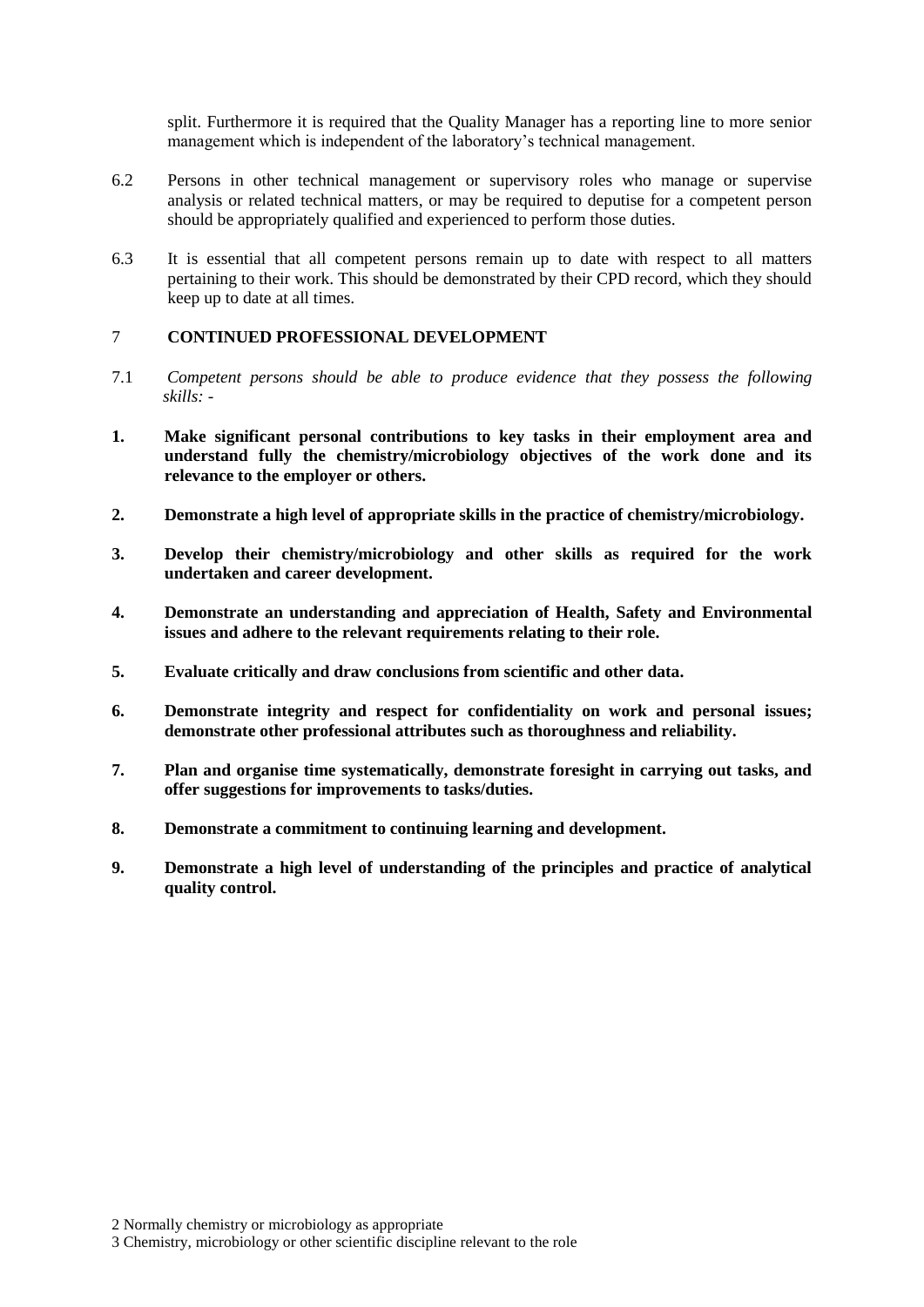split. Furthermore it is required that the Quality Manager has a reporting line to more senior management which is independent of the laboratory's technical management.

6.2 Persons in other technical management or supervisory roles who manage or supervise analysis or related technical matters, or may be required to deputise for a competent person should be appropriately qualified and experienced to perform those duties.

6.3 It is essential that all competent persons remain up to date with respect to all matters pertaining to their work. This should be demonstrated by their CPD record, which they should keep up to date at all times.

## 7 CONTINUED PROFESSIONAL DEVELOPMENT

7.1 *Competent persons should be able to produce evidence that they possess the following skills: -*

1. **Make significant personal contributions to key tasks in their employment area and understand fully the chemistry/microbiology objectives of the work done and its relevance to the employer or others.**

2. **Demonstrate a high level of appropriate skills in the practice of chemistry/microbiology.**

3. **Develop their chemistry/microbiology and other skills as required for the work undertaken and career development.**

4. **Demonstrate an understanding and appreciation of Health, Safety and Environmental issues and adhere to the relevant requirements relating to their role.**

5. **Evaluate critically and draw conclusions from scientific and other data.**

6. **Demonstrate integrity and respect for confidentiality on work and personal issues; demonstrate other professional attributes such as thoroughness and reliability.**

7. **Plan and organise time systematically, demonstrate foresight in carrying out tasks, and offer suggestions for improvements to tasks/duties.**

8. **Demonstrate a commitment to continuing learning and development.**

9. **Demonstrate a high level of understanding of the principles and practice of analytical quality control.**

2 Normally chemistry or microbiology as appropriate

3 Chemistry, microbiology or other scientific discipline relevant to the role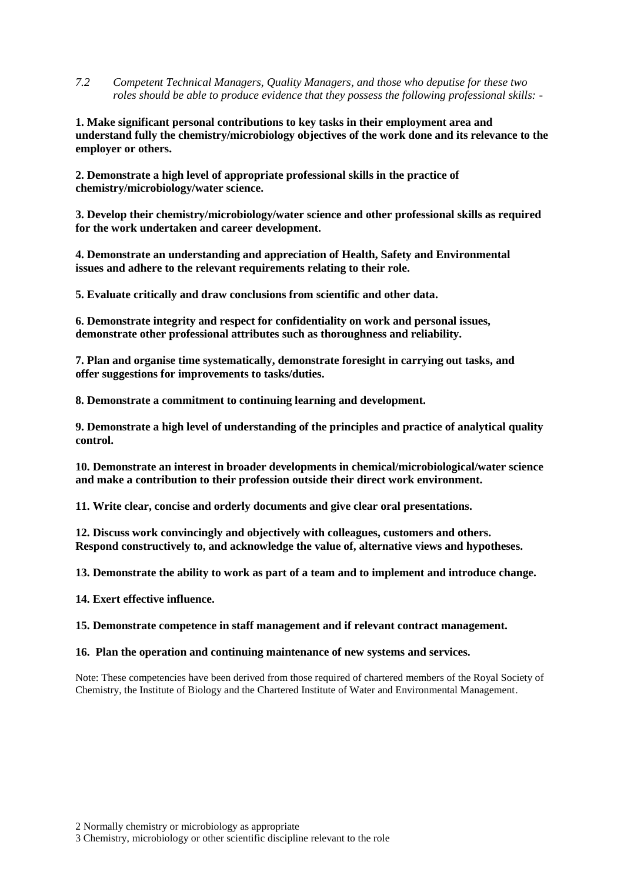*7.2 Competent Technical Managers, Quality Managers, and those who deputise for these two roles should be able to produce evidence that they possess the following professional skills: -*

**1. Make significant personal contributions to key tasks in their employment area and understand fully the chemistry/microbiology objectives of the work done and its relevance to the employer or others.**

**2. Demonstrate a high level of appropriate professional skills in the practice of chemistry/microbiology/water science.**

**3. Develop their chemistry/microbiology/water science and other professional skills as required for the work undertaken and career development.**

**4. Demonstrate an understanding and appreciation of Health, Safety and Environmental issues and adhere to the relevant requirements relating to their role.**

**5. Evaluate critically and draw conclusions from scientific and other data.**

**6. Demonstrate integrity and respect for confidentiality on work and personal issues, demonstrate other professional attributes such as thoroughness and reliability.**

**7. Plan and organise time systematically, demonstrate foresight in carrying out tasks, and offer suggestions for improvements to tasks/duties.**

**8. Demonstrate a commitment to continuing learning and development.**

**9. Demonstrate a high level of understanding of the principles and practice of analytical quality control.**

**10. Demonstrate an interest in broader developments in chemical/microbiological/water science and make a contribution to their profession outside their direct work environment.**

**11. Write clear, concise and orderly documents and give clear oral presentations.**

**12. Discuss work convincingly and objectively with colleagues, customers and others. Respond constructively to, and acknowledge the value of, alternative views and hypotheses.**

**13. Demonstrate the ability to work as part of a team and to implement and introduce change.**

**14. Exert effective influence.**

**15. Demonstrate competence in staff management and if relevant contract management.**

**16. Plan the operation and continuing maintenance of new systems and services.**

Note: These competencies have been derived from those required of chartered members of the Royal Society of Chemistry, the Institute of Biology and the Chartered Institute of Water and Environmental Management.

2 Normally chemistry or microbiology as appropriate

3 Chemistry, microbiology or other scientific discipline relevant to the role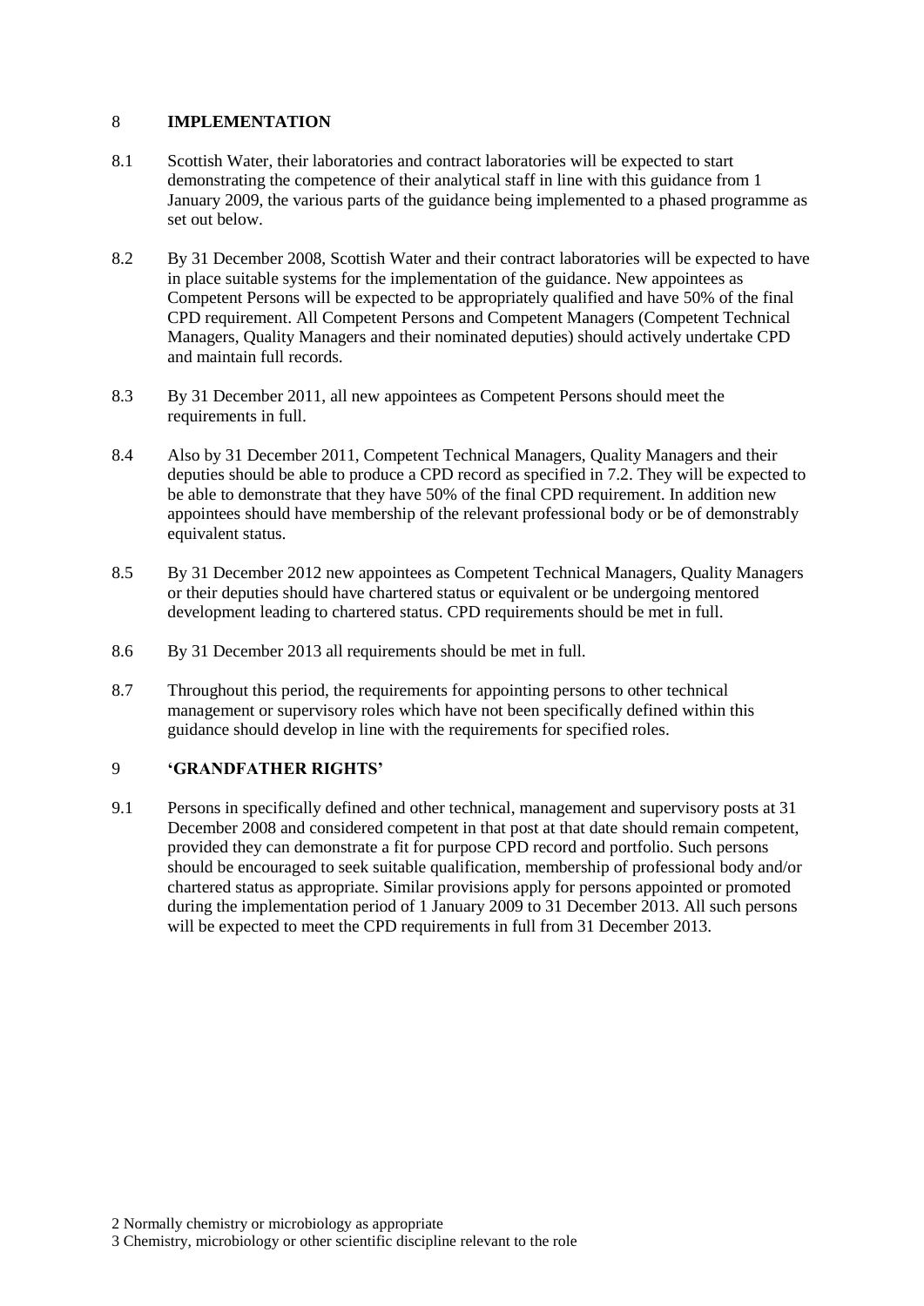## 8 IMPLEMENTATION

8.1 Scottish Water, their laboratories and contract laboratories will be expected to start demonstrating the competence of their analytical staff in line with this guidance from 1 January 2009, the various parts of the guidance being implemented to a phased programme as set out below.

8.2 By 31 December 2008, Scottish Water and their contract laboratories will be expected to have in place suitable systems for the implementation of the guidance. New appointees as Competent Persons will be expected to be appropriately qualified and have 50% of the final CPD requirement. All Competent Persons and Competent Managers (Competent Technical Managers, Quality Managers and their nominated deputies) should actively undertake CPD and maintain full records.

8.3 By 31 December 2011, all new appointees as Competent Persons should meet the requirements in full.

8.4 Also by 31 December 2011, Competent Technical Managers, Quality Managers and their deputies should be able to produce a CPD record as specified in 7.2. They will be expected to be able to demonstrate that they have 50% of the final CPD requirement. In addition new appointees should have membership of the relevant professional body or be of demonstrably equivalent status.

8.5 By 31 December 2012 new appointees as Competent Technical Managers, Quality Managers or their deputies should have chartered status or equivalent or be undergoing mentored development leading to chartered status. CPD requirements should be met in full.

8.6 By 31 December 2013 all requirements should be met in full.

8.7 Throughout this period, the requirements for appointing persons to other technical management or supervisory roles which have not been specifically defined within this guidance should develop in line with the requirements for specified roles.

## 9 'GRANDFATHER RIGHTS'

9.1 Persons in specifically defined and other technical, management and supervisory posts at 31 December 2008 and considered competent in that post at that date should remain competent, provided they can demonstrate a fit for purpose CPD record and portfolio. Such persons should be encouraged to seek suitable qualification, membership of professional body and/or chartered status as appropriate. Similar provisions apply for persons appointed or promoted during the implementation period of 1 January 2009 to 31 December 2013. All such persons will be expected to meet the CPD requirements in full from 31 December 2013.

2 Normally chemistry or microbiology as appropriate

3 Chemistry, microbiology or other scientific discipline relevant to the role